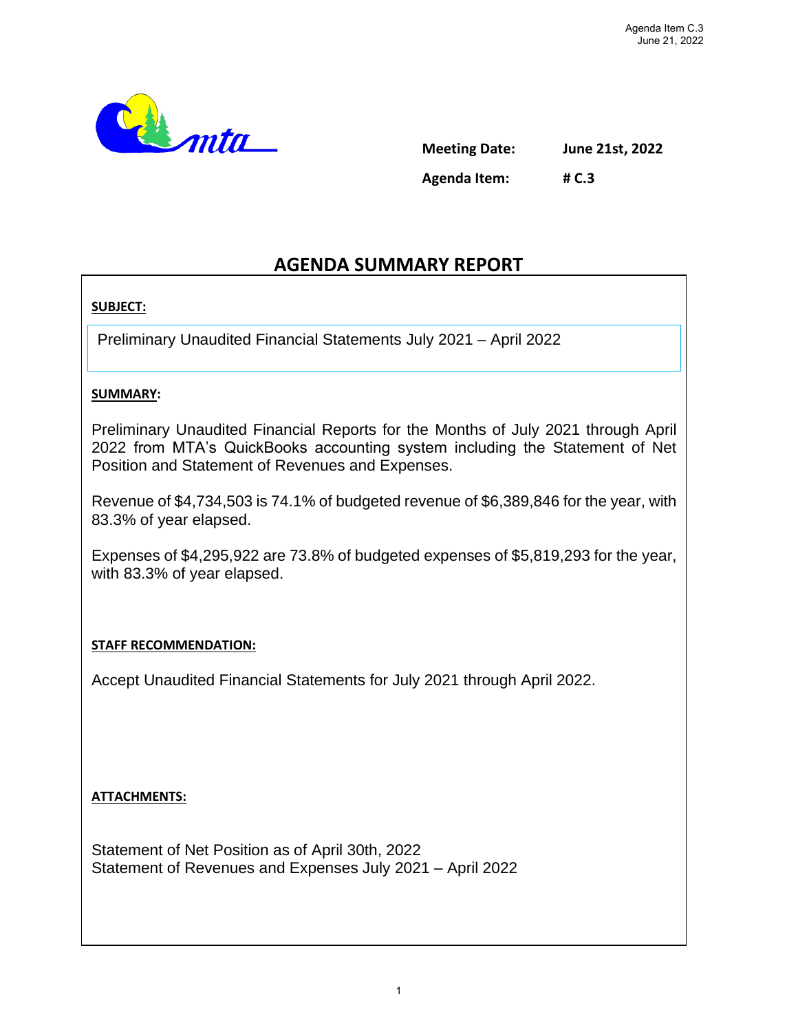Agenda Item C.3
June 21, 2022

**Meeting Date:** June 21st, 2022

**Agenda Item:** # C.3

# AGENDA SUMMARY REPORT

**SUBJECT:**

Preliminary Unaudited Financial Statements July 2021 – April 2022

**SUMMARY:**

Preliminary Unaudited Financial Reports for the Months of July 2021 through April 2022 from MTA's QuickBooks accounting system including the Statement of Net Position and Statement of Revenues and Expenses.

Revenue of $4,734,503 is 74.1% of budgeted revenue of $6,389,846 for the year, with 83.3% of year elapsed.

Expenses of $4,295,922 are 73.8% of budgeted expenses of $5,819,293 for the year, with 83.3% of year elapsed.

**STAFF RECOMMENDATION:**

Accept Unaudited Financial Statements for July 2021 through April 2022.

**ATTACHMENTS:**

Statement of Net Position as of April 30th, 2022
Statement of Revenues and Expenses July 2021 – April 2022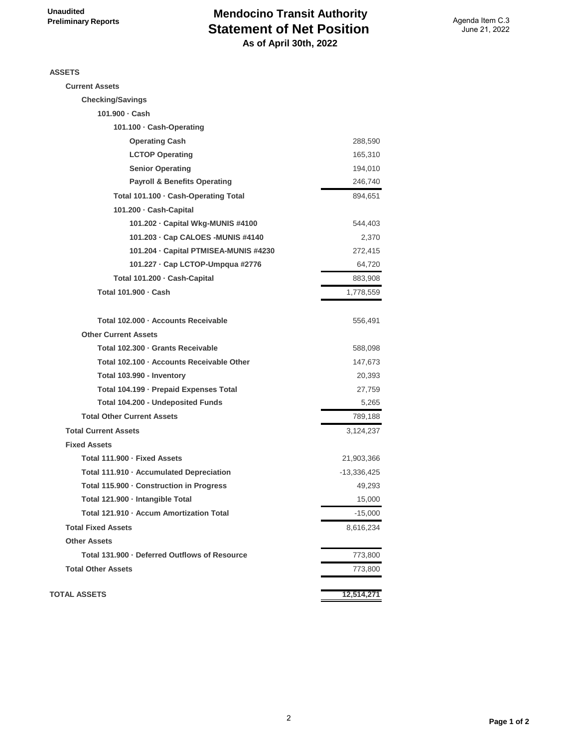Unaudited
Preliminary Reports

Agenda Item C.3
June 21, 2022

# Mendocino Transit Authority
## Statement of Net Position
### As of April 30th, 2022

| | |
|---|---|
| **ASSETS** | |
| **Current Assets** | |
| **Checking/Savings** | |
| **101.900 · Cash** | |
| **101.100 · Cash-Operating** | |
| **Operating Cash** | 288,590 |
| **LCTOP Operating** | 165,310 |
| **Senior Operating** | 194,010 |
| **Payroll & Benefits Operating** | 246,740 |
| **Total 101.100 · Cash-Operating Total** | 894,651 |
| **101.200 · Cash-Capital** | |
| **101.202 · Capital Wkg-MUNIS #4100** | 544,403 |
| **101.203 · Cap CALOES -MUNIS #4140** | 2,370 |
| **101.204 · Capital PTMISEA-MUNIS #4230** | 272,415 |
| **101.227 · Cap LCTOP-Umpqua #2776** | 64,720 |
| **Total 101.200 · Cash-Capital** | 883,908 |
| **Total 101.900 · Cash** | 1,778,559 |
| | |
| **Total 102.000 · Accounts Receivable** | 556,491 |
| **Other Current Assets** | |
| **Total 102.300 · Grants Receivable** | 588,098 |
| **Total 102.100 · Accounts Receivable Other** | 147,673 |
| **Total 103.990 - Inventory** | 20,393 |
| **Total 104.199 · Prepaid Expenses Total** | 27,759 |
| **Total 104.200 - Undeposited Funds** | 5,265 |
| **Total Other Current Assets** | 789,188 |
| **Total Current Assets** | 3,124,237 |
| **Fixed Assets** | |
| **Total 111.900 · Fixed Assets** | 21,903,366 |
| **Total 111.910 · Accumulated Depreciation** | -13,336,425 |
| **Total 115.900 · Construction in Progress** | 49,293 |
| **Total 121.900 · Intangible Total** | 15,000 |
| **Total 121.910 · Accum Amortization Total** | -15,000 |
| **Total Fixed Assets** | 8,616,234 |
| **Other Assets** | |
| **Total 131.900 · Deferred Outflows of Resource** | 773,800 |
| **Total Other Assets** | 773,800 |
| | |
| **TOTAL ASSETS** | **12,514,271** |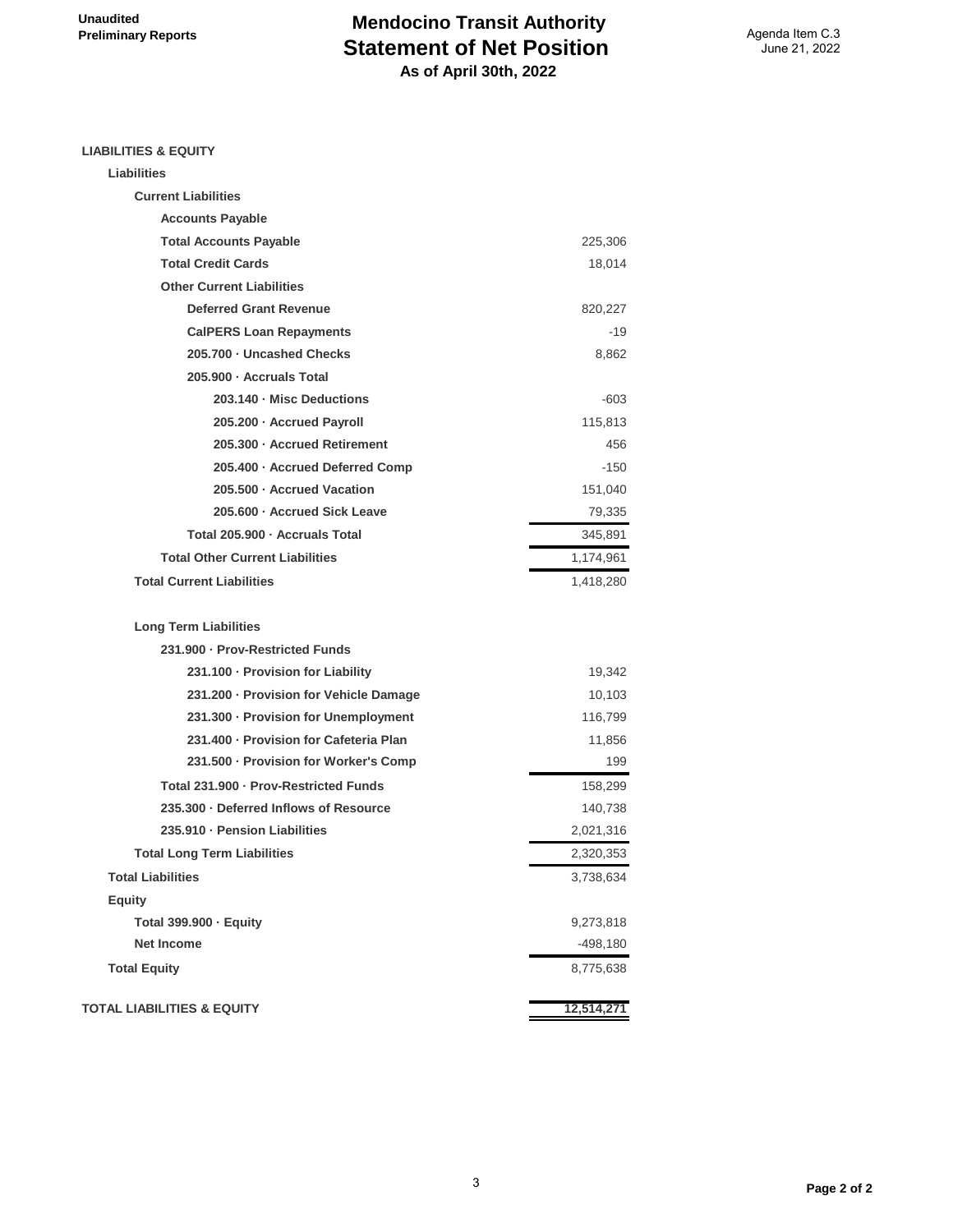Unaudited
Preliminary Reports

# Mendocino Transit Authority
## Statement of Net Position
### As of April 30th, 2022

Agenda Item C.3
June 21, 2022

| | |
|---|---|
| **LIABILITIES & EQUITY** | |
| **Liabilities** | |
| **Current Liabilities** | |
| **Accounts Payable** | |
| **Total Accounts Payable** | 225,306 |
| **Total Credit Cards** | 18,014 |
| **Other Current Liabilities** | |
| **Deferred Grant Revenue** | 820,227 |
| **CalPERS Loan Repayments** | -19 |
| **205.700 · Uncashed Checks** | 8,862 |
| **205.900 · Accruals Total** | |
| **203.140 · Misc Deductions** | -603 |
| **205.200 · Accrued Payroll** | 115,813 |
| **205.300 · Accrued Retirement** | 456 |
| **205.400 · Accrued Deferred Comp** | -150 |
| **205.500 · Accrued Vacation** | 151,040 |
| **205.600 · Accrued Sick Leave** | 79,335 |
| **Total 205.900 · Accruals Total** | 345,891 |
| **Total Other Current Liabilities** | 1,174,961 |
| **Total Current Liabilities** | 1,418,280 |
| | |
| **Long Term Liabilities** | |
| **231.900 · Prov-Restricted Funds** | |
| **231.100 · Provision for Liability** | 19,342 |
| **231.200 · Provision for Vehicle Damage** | 10,103 |
| **231.300 · Provision for Unemployment** | 116,799 |
| **231.400 · Provision for Cafeteria Plan** | 11,856 |
| **231.500 · Provision for Worker's Comp** | 199 |
| **Total 231.900 · Prov-Restricted Funds** | 158,299 |
| **235.300 · Deferred Inflows of Resource** | 140,738 |
| **235.910 · Pension Liabilities** | 2,021,316 |
| **Total Long Term Liabilities** | 2,320,353 |
| **Total Liabilities** | 3,738,634 |
| **Equity** | |
| **Total 399.900 · Equity** | 9,273,818 |
| **Net Income** | -498,180 |
| **Total Equity** | 8,775,638 |
| | |
| **TOTAL LIABILITIES & EQUITY** | **12,514,271** |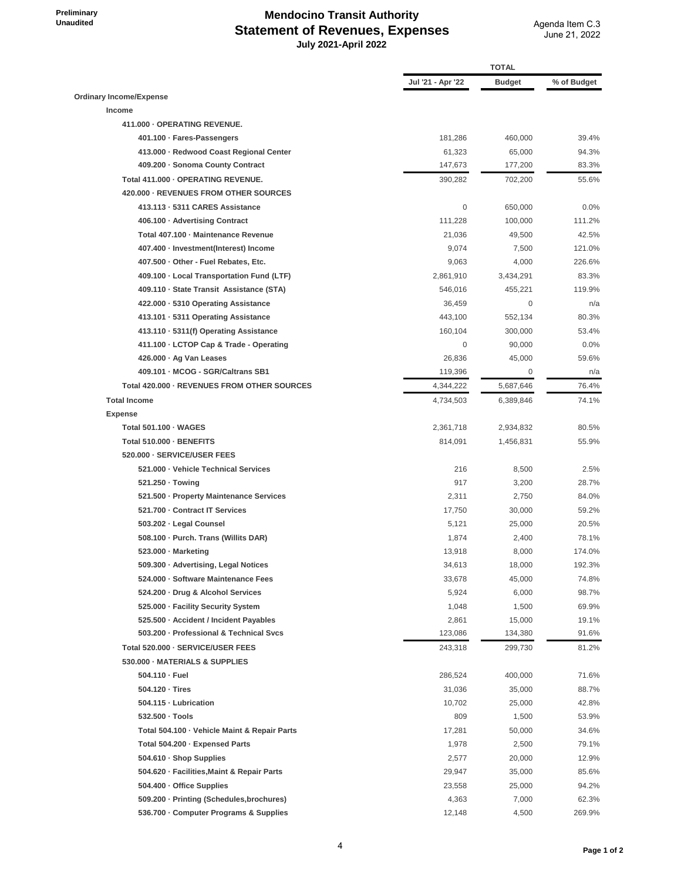Preliminary
Unaudited

# Mendocino Transit Authority
## Statement of Revenues, Expenses
### July 2021-April 2022

Agenda Item C.3
June 21, 2022

| | TOTAL | | |
|---|---|---|---|
| | Jul '21 - Apr '22 | Budget | % of Budget |
| **Ordinary Income/Expense** | | | |
| **Income** | | | |
| **411.000 · OPERATING REVENUE.** | | | |
| **401.100 · Fares-Passengers** | 181,286 | 460,000 | 39.4% |
| **413.000 · Redwood Coast Regional Center** | 61,323 | 65,000 | 94.3% |
| **409.200 · Sonoma County Contract** | 147,673 | 177,200 | 83.3% |
| **Total 411.000 · OPERATING REVENUE.** | 390,282 | 702,200 | 55.6% |
| **420.000 · REVENUES FROM OTHER SOURCES** | | | |
| **413.113 · 5311 CARES Assistance** | 0 | 650,000 | 0.0% |
| **406.100 · Advertising Contract** | 111,228 | 100,000 | 111.2% |
| **Total 407.100 · Maintenance Revenue** | 21,036 | 49,500 | 42.5% |
| **407.400 · Investment(Interest) Income** | 9,074 | 7,500 | 121.0% |
| **407.500 · Other - Fuel Rebates, Etc.** | 9,063 | 4,000 | 226.6% |
| **409.100 · Local Transportation Fund (LTF)** | 2,861,910 | 3,434,291 | 83.3% |
| **409.110 · State Transit Assistance (STA)** | 546,016 | 455,221 | 119.9% |
| **422.000 · 5310 Operating Assistance** | 36,459 | 0 | n/a |
| **413.101 · 5311 Operating Assistance** | 443,100 | 552,134 | 80.3% |
| **413.110 · 5311(f) Operating Assistance** | 160,104 | 300,000 | 53.4% |
| **411.100 · LCTOP Cap & Trade - Operating** | 0 | 90,000 | 0.0% |
| **426.000 · Ag Van Leases** | 26,836 | 45,000 | 59.6% |
| **409.101 · MCOG - SGR/Caltrans SB1** | 119,396 | 0 | n/a |
| **Total 420.000 · REVENUES FROM OTHER SOURCES** | 4,344,222 | 5,687,646 | 76.4% |
| **Total Income** | 4,734,503 | 6,389,846 | 74.1% |
| **Expense** | | | |
| **Total 501.100 · WAGES** | 2,361,718 | 2,934,832 | 80.5% |
| **Total 510.000 · BENEFITS** | 814,091 | 1,456,831 | 55.9% |
| **520.000 · SERVICE/USER FEES** | | | |
| **521.000 · Vehicle Technical Services** | 216 | 8,500 | 2.5% |
| **521.250 · Towing** | 917 | 3,200 | 28.7% |
| **521.500 · Property Maintenance Services** | 2,311 | 2,750 | 84.0% |
| **521.700 · Contract IT Services** | 17,750 | 30,000 | 59.2% |
| **503.202 · Legal Counsel** | 5,121 | 25,000 | 20.5% |
| **508.100 · Purch. Trans (Willits DAR)** | 1,874 | 2,400 | 78.1% |
| **523.000 · Marketing** | 13,918 | 8,000 | 174.0% |
| **509.300 · Advertising, Legal Notices** | 34,613 | 18,000 | 192.3% |
| **524.000 · Software Maintenance Fees** | 33,678 | 45,000 | 74.8% |
| **524.200 · Drug & Alcohol Services** | 5,924 | 6,000 | 98.7% |
| **525.000 · Facility Security System** | 1,048 | 1,500 | 69.9% |
| **525.500 · Accident / Incident Payables** | 2,861 | 15,000 | 19.1% |
| **503.200 · Professional & Technical Svcs** | 123,086 | 134,380 | 91.6% |
| **Total 520.000 · SERVICE/USER FEES** | 243,318 | 299,730 | 81.2% |
| **530.000 · MATERIALS & SUPPLIES** | | | |
| **504.110 · Fuel** | 286,524 | 400,000 | 71.6% |
| **504.120 · Tires** | 31,036 | 35,000 | 88.7% |
| **504.115 · Lubrication** | 10,702 | 25,000 | 42.8% |
| **532.500 · Tools** | 809 | 1,500 | 53.9% |
| **Total 504.100 · Vehicle Maint & Repair Parts** | 17,281 | 50,000 | 34.6% |
| **Total 504.200 · Expensed Parts** | 1,978 | 2,500 | 79.1% |
| **504.610 · Shop Supplies** | 2,577 | 20,000 | 12.9% |
| **504.620 · Facilities,Maint & Repair Parts** | 29,947 | 35,000 | 85.6% |
| **504.400 · Office Supplies** | 23,558 | 25,000 | 94.2% |
| **509.200 · Printing (Schedules,brochures)** | 4,363 | 7,000 | 62.3% |
| **536.700 · Computer Programs & Supplies** | 12,148 | 4,500 | 269.9% |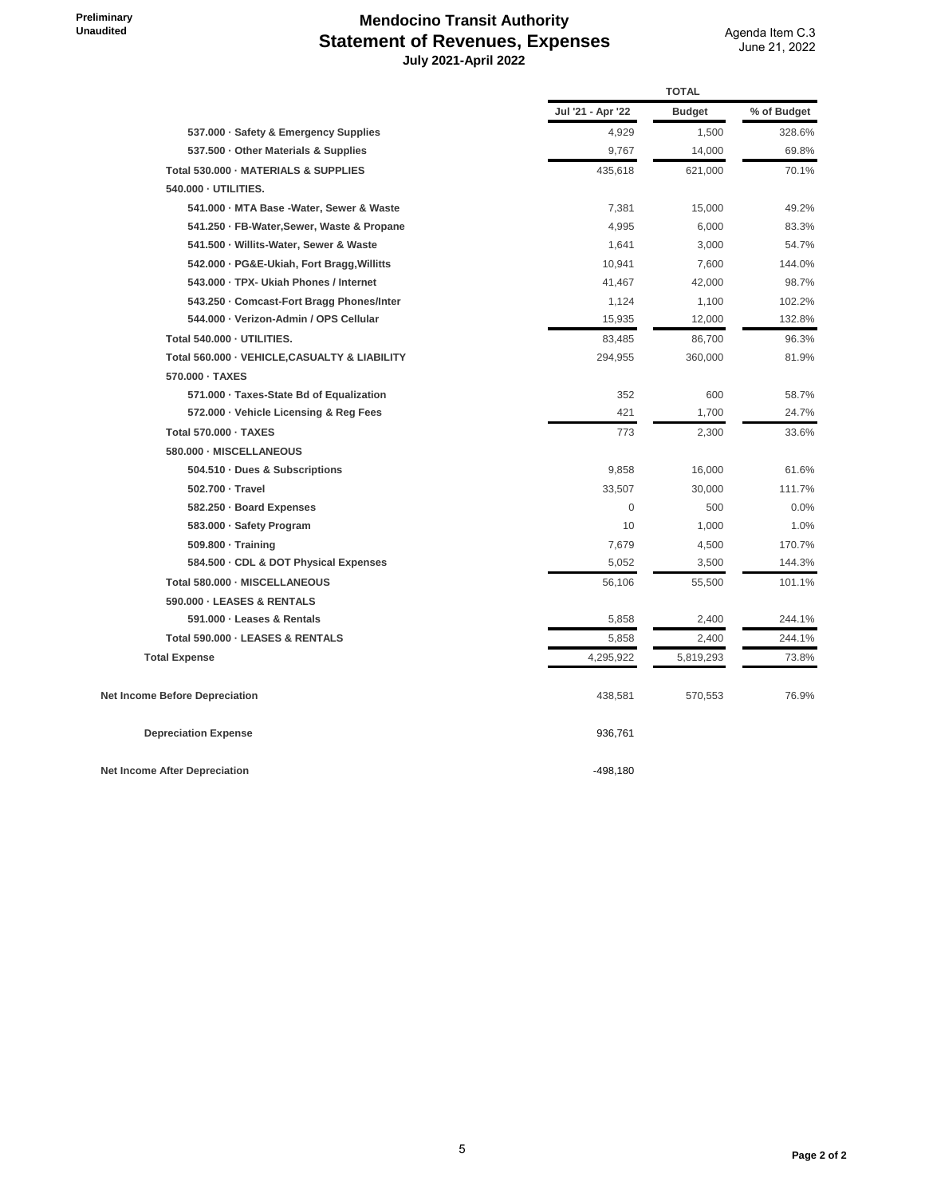Preliminary
Unaudited

# Mendocino Transit Authority
## Statement of Revenues, Expenses
### July 2021-April 2022

Agenda Item C.3
June 21, 2022

| | TOTAL | | |
|---|---|---|---|
| | Jul '21 - Apr '22 | Budget | % of Budget |
| 537.000 · Safety & Emergency Supplies | 4,929 | 1,500 | 328.6% |
| 537.500 · Other Materials & Supplies | 9,767 | 14,000 | 69.8% |
| Total 530.000 · MATERIALS & SUPPLIES | 435,618 | 621,000 | 70.1% |
| 540.000 · UTILITIES. | | | |
| 541.000 · MTA Base -Water, Sewer & Waste | 7,381 | 15,000 | 49.2% |
| 541.250 · FB-Water,Sewer, Waste & Propane | 4,995 | 6,000 | 83.3% |
| 541.500 · Willits-Water, Sewer & Waste | 1,641 | 3,000 | 54.7% |
| 542.000 · PG&E-Ukiah, Fort Bragg,Willitts | 10,941 | 7,600 | 144.0% |
| 543.000 · TPX- Ukiah Phones / Internet | 41,467 | 42,000 | 98.7% |
| 543.250 · Comcast-Fort Bragg Phones/Inter | 1,124 | 1,100 | 102.2% |
| 544.000 · Verizon-Admin / OPS Cellular | 15,935 | 12,000 | 132.8% |
| Total 540.000 · UTILITIES. | 83,485 | 86,700 | 96.3% |
| Total 560.000 · VEHICLE,CASUALTY & LIABILITY | 294,955 | 360,000 | 81.9% |
| 570.000 · TAXES | | | |
| 571.000 · Taxes-State Bd of Equalization | 352 | 600 | 58.7% |
| 572.000 · Vehicle Licensing & Reg Fees | 421 | 1,700 | 24.7% |
| Total 570.000 · TAXES | 773 | 2,300 | 33.6% |
| 580.000 · MISCELLANEOUS | | | |
| 504.510 · Dues & Subscriptions | 9,858 | 16,000 | 61.6% |
| 502.700 · Travel | 33,507 | 30,000 | 111.7% |
| 582.250 · Board Expenses | 0 | 500 | 0.0% |
| 583.000 · Safety Program | 10 | 1,000 | 1.0% |
| 509.800 · Training | 7,679 | 4,500 | 170.7% |
| 584.500 · CDL & DOT Physical Expenses | 5,052 | 3,500 | 144.3% |
| Total 580.000 · MISCELLANEOUS | 56,106 | 55,500 | 101.1% |
| 590.000 · LEASES & RENTALS | | | |
| 591.000 · Leases & Rentals | 5,858 | 2,400 | 244.1% |
| Total 590.000 · LEASES & RENTALS | 5,858 | 2,400 | 244.1% |
| Total Expense | 4,295,922 | 5,819,293 | 73.8% |
| Net Income Before Depreciation | 438,581 | 570,553 | 76.9% |
| Depreciation Expense | 936,761 | | |
| Net Income After Depreciation | -498,180 | | |